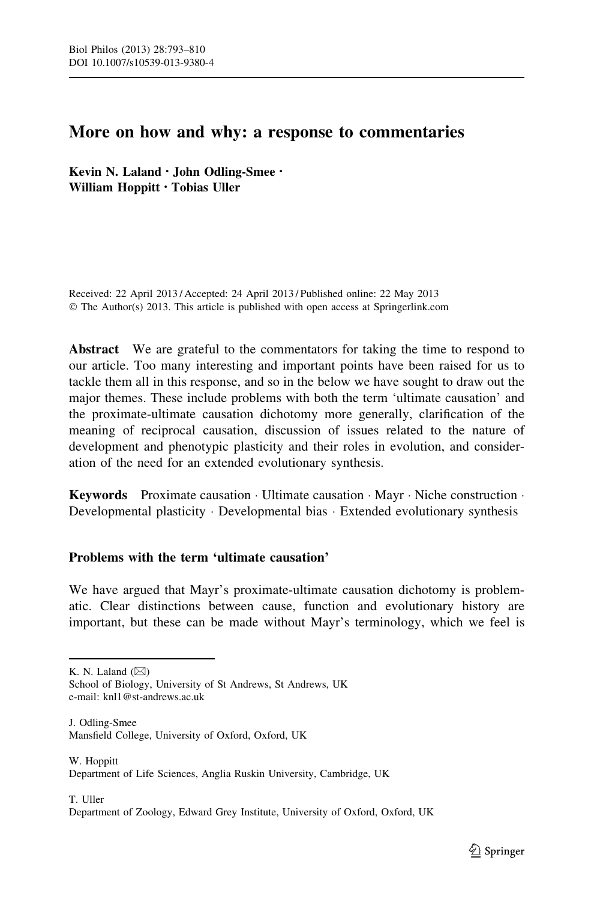# More on how and why: a response to commentaries

**Kevin N. Laland · John Odling-Smee · William Hoppitt · Tobias Uller**

Received: 22 April 2013 / Accepted: 24 April 2013 / Published online: 22 May 2013
© The Author(s) 2013. This article is published with open access at Springerlink.com

**Abstract** We are grateful to the commentators for taking the time to respond to our article. Too many interesting and important points have been raised for us to tackle them all in this response, and so in the below we have sought to draw out the major themes. These include problems with both the term 'ultimate causation' and the proximate-ultimate causation dichotomy more generally, clarification of the meaning of reciprocal causation, discussion of issues related to the nature of development and phenotypic plasticity and their roles in evolution, and consideration of the need for an extended evolutionary synthesis.

**Keywords** Proximate causation · Ultimate causation · Mayr · Niche construction · Developmental plasticity · Developmental bias · Extended evolutionary synthesis

## Problems with the term 'ultimate causation'

We have argued that Mayr's proximate-ultimate causation dichotomy is problematic. Clear distinctions between cause, function and evolutionary history are important, but these can be made without Mayr's terminology, which we feel is

---

K. N. Laland (✉)
School of Biology, University of St Andrews, St Andrews, UK
e-mail: knl1@st-andrews.ac.uk

J. Odling-Smee
Mansfield College, University of Oxford, Oxford, UK

W. Hoppitt
Department of Life Sciences, Anglia Ruskin University, Cambridge, UK

T. Uller
Department of Zoology, Edward Grey Institute, University of Oxford, Oxford, UK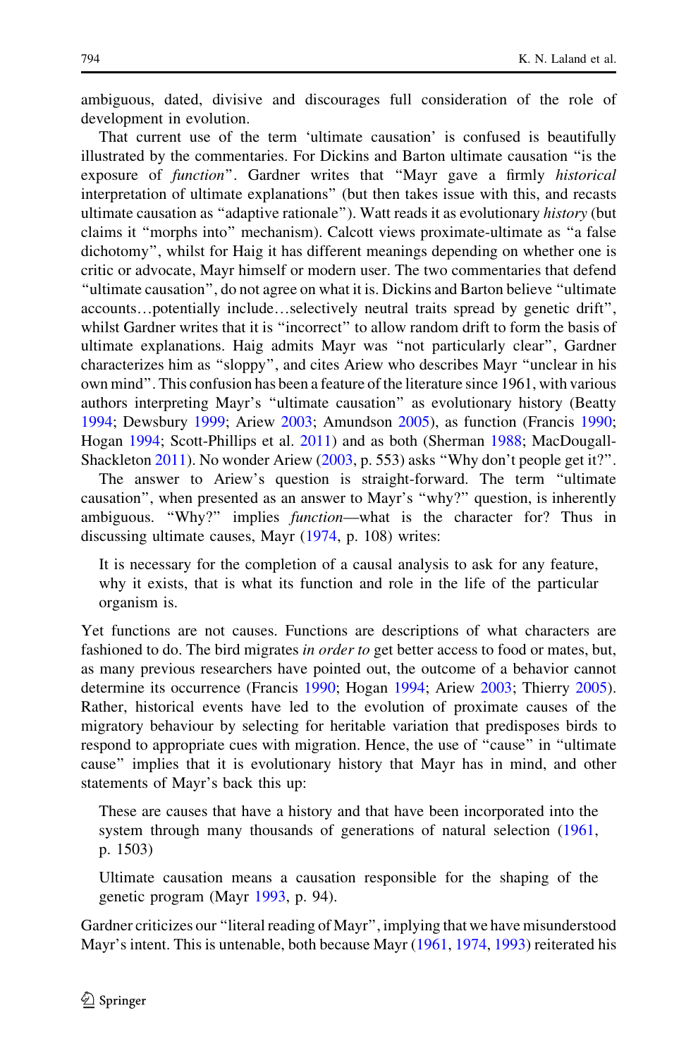ambiguous, dated, divisive and discourages full consideration of the role of development in evolution.

That current use of the term 'ultimate causation' is confused is beautifully illustrated by the commentaries. For Dickins and Barton ultimate causation "is the exposure of *function*". Gardner writes that "Mayr gave a firmly *historical* interpretation of ultimate explanations" (but then takes issue with this, and recasts ultimate causation as "adaptive rationale"). Watt reads it as evolutionary *history* (but claims it "morphs into" mechanism). Calcott views proximate-ultimate as "a false dichotomy", whilst for Haig it has different meanings depending on whether one is critic or advocate, Mayr himself or modern user. The two commentaries that defend "ultimate causation", do not agree on what it is. Dickins and Barton believe "ultimate accounts…potentially include…selectively neutral traits spread by genetic drift", whilst Gardner writes that it is "incorrect" to allow random drift to form the basis of ultimate explanations. Haig admits Mayr was "not particularly clear", Gardner characterizes him as "sloppy", and cites Ariew who describes Mayr "unclear in his own mind". This confusion has been a feature of the literature since 1961, with various authors interpreting Mayr's "ultimate causation" as evolutionary history (Beatty 1994; Dewsbury 1999; Ariew 2003; Amundson 2005), as function (Francis 1990; Hogan 1994; Scott-Phillips et al. 2011) and as both (Sherman 1988; MacDougall-Shackleton 2011). No wonder Ariew (2003, p. 553) asks "Why don't people get it?".

The answer to Ariew's question is straight-forward. The term "ultimate causation", when presented as an answer to Mayr's "why?" question, is inherently ambiguous. "Why?" implies *function*—what is the character for? Thus in discussing ultimate causes, Mayr (1974, p. 108) writes:

> It is necessary for the completion of a causal analysis to ask for any feature, why it exists, that is what its function and role in the life of the particular organism is.

Yet functions are not causes. Functions are descriptions of what characters are fashioned to do. The bird migrates *in order to* get better access to food or mates, but, as many previous researchers have pointed out, the outcome of a behavior cannot determine its occurrence (Francis 1990; Hogan 1994; Ariew 2003; Thierry 2005). Rather, historical events have led to the evolution of proximate causes of the migratory behaviour by selecting for heritable variation that predisposes birds to respond to appropriate cues with migration. Hence, the use of "cause" in "ultimate cause" implies that it is evolutionary history that Mayr has in mind, and other statements of Mayr's back this up:

> These are causes that have a history and that have been incorporated into the system through many thousands of generations of natural selection (1961, p. 1503)

> Ultimate causation means a causation responsible for the shaping of the genetic program (Mayr 1993, p. 94).

Gardner criticizes our "literal reading of Mayr", implying that we have misunderstood Mayr's intent. This is untenable, both because Mayr (1961, 1974, 1993) reiterated his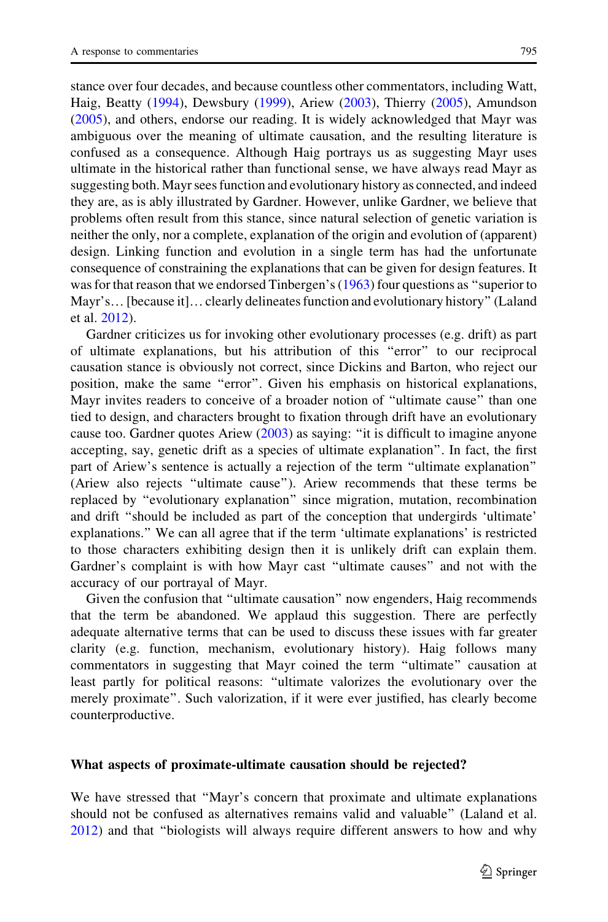stance over four decades, and because countless other commentators, including Watt, Haig, Beatty (1994), Dewsbury (1999), Ariew (2003), Thierry (2005), Amundson (2005), and others, endorse our reading. It is widely acknowledged that Mayr was ambiguous over the meaning of ultimate causation, and the resulting literature is confused as a consequence. Although Haig portrays us as suggesting Mayr uses ultimate in the historical rather than functional sense, we have always read Mayr as suggesting both. Mayr sees function and evolutionary history as connected, and indeed they are, as is ably illustrated by Gardner. However, unlike Gardner, we believe that problems often result from this stance, since natural selection of genetic variation is neither the only, nor a complete, explanation of the origin and evolution of (apparent) design. Linking function and evolution in a single term has had the unfortunate consequence of constraining the explanations that can be given for design features. It was for that reason that we endorsed Tinbergen's (1963) four questions as "superior to Mayr's… [because it]… clearly delineates function and evolutionary history" (Laland et al. 2012).

Gardner criticizes us for invoking other evolutionary processes (e.g. drift) as part of ultimate explanations, but his attribution of this "error" to our reciprocal causation stance is obviously not correct, since Dickins and Barton, who reject our position, make the same "error". Given his emphasis on historical explanations, Mayr invites readers to conceive of a broader notion of "ultimate cause" than one tied to design, and characters brought to fixation through drift have an evolutionary cause too. Gardner quotes Ariew (2003) as saying: "it is difficult to imagine anyone accepting, say, genetic drift as a species of ultimate explanation". In fact, the first part of Ariew's sentence is actually a rejection of the term "ultimate explanation" (Ariew also rejects "ultimate cause"). Ariew recommends that these terms be replaced by "evolutionary explanation" since migration, mutation, recombination and drift "should be included as part of the conception that undergirds 'ultimate' explanations." We can all agree that if the term 'ultimate explanations' is restricted to those characters exhibiting design then it is unlikely drift can explain them. Gardner's complaint is with how Mayr cast "ultimate causes" and not with the accuracy of our portrayal of Mayr.

Given the confusion that "ultimate causation" now engenders, Haig recommends that the term be abandoned. We applaud this suggestion. There are perfectly adequate alternative terms that can be used to discuss these issues with far greater clarity (e.g. function, mechanism, evolutionary history). Haig follows many commentators in suggesting that Mayr coined the term "ultimate" causation at least partly for political reasons: "ultimate valorizes the evolutionary over the merely proximate". Such valorization, if it were ever justified, has clearly become counterproductive.

## What aspects of proximate-ultimate causation should be rejected?

We have stressed that "Mayr's concern that proximate and ultimate explanations should not be confused as alternatives remains valid and valuable" (Laland et al. 2012) and that "biologists will always require different answers to how and why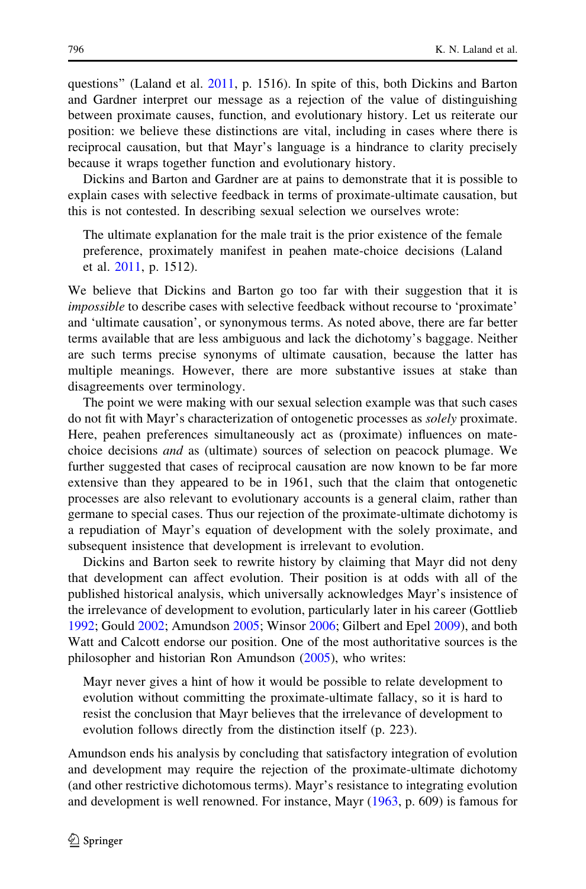questions" (Laland et al. 2011, p. 1516). In spite of this, both Dickins and Barton and Gardner interpret our message as a rejection of the value of distinguishing between proximate causes, function, and evolutionary history. Let us reiterate our position: we believe these distinctions are vital, including in cases where there is reciprocal causation, but that Mayr's language is a hindrance to clarity precisely because it wraps together function and evolutionary history.

Dickins and Barton and Gardner are at pains to demonstrate that it is possible to explain cases with selective feedback in terms of proximate-ultimate causation, but this is not contested. In describing sexual selection we ourselves wrote:

> The ultimate explanation for the male trait is the prior existence of the female preference, proximately manifest in peahen mate-choice decisions (Laland et al. 2011, p. 1512).

We believe that Dickins and Barton go too far with their suggestion that it is *impossible* to describe cases with selective feedback without recourse to 'proximate' and 'ultimate causation', or synonymous terms. As noted above, there are far better terms available that are less ambiguous and lack the dichotomy's baggage. Neither are such terms precise synonyms of ultimate causation, because the latter has multiple meanings. However, there are more substantive issues at stake than disagreements over terminology.

The point we were making with our sexual selection example was that such cases do not fit with Mayr's characterization of ontogenetic processes as *solely* proximate. Here, peahen preferences simultaneously act as (proximate) influences on mate-choice decisions *and* as (ultimate) sources of selection on peacock plumage. We further suggested that cases of reciprocal causation are now known to be far more extensive than they appeared to be in 1961, such that the claim that ontogenetic processes are also relevant to evolutionary accounts is a general claim, rather than germane to special cases. Thus our rejection of the proximate-ultimate dichotomy is a repudiation of Mayr's equation of development with the solely proximate, and subsequent insistence that development is irrelevant to evolution.

Dickins and Barton seek to rewrite history by claiming that Mayr did not deny that development can affect evolution. Their position is at odds with all of the published historical analysis, which universally acknowledges Mayr's insistence of the irrelevance of development to evolution, particularly later in his career (Gottlieb 1992; Gould 2002; Amundson 2005; Winsor 2006; Gilbert and Epel 2009), and both Watt and Calcott endorse our position. One of the most authoritative sources is the philosopher and historian Ron Amundson (2005), who writes:

> Mayr never gives a hint of how it would be possible to relate development to evolution without committing the proximate-ultimate fallacy, so it is hard to resist the conclusion that Mayr believes that the irrelevance of development to evolution follows directly from the distinction itself (p. 223).

Amundson ends his analysis by concluding that satisfactory integration of evolution and development may require the rejection of the proximate-ultimate dichotomy (and other restrictive dichotomous terms). Mayr's resistance to integrating evolution and development is well renowned. For instance, Mayr (1963, p. 609) is famous for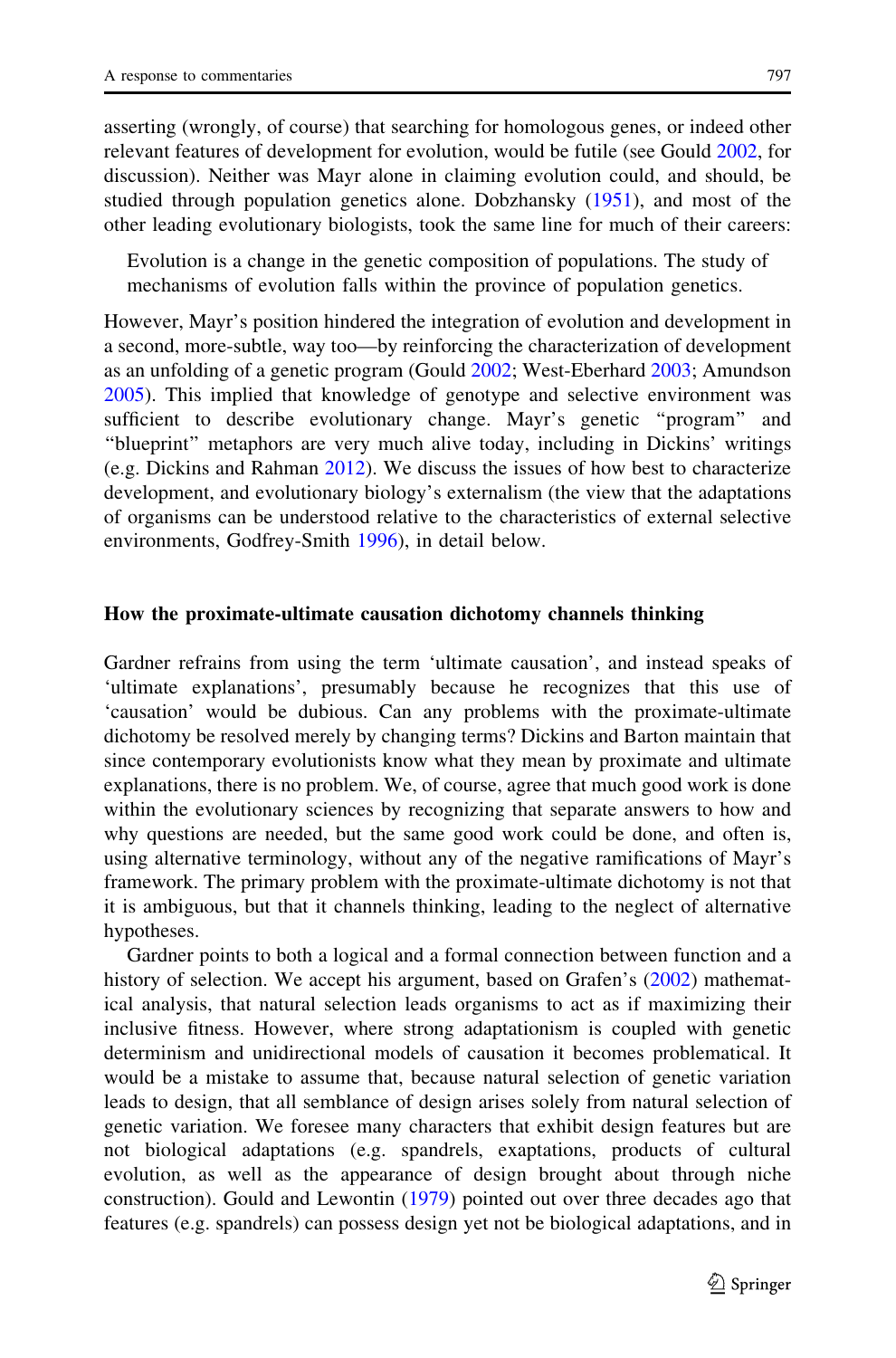asserting (wrongly, of course) that searching for homologous genes, or indeed other relevant features of development for evolution, would be futile (see Gould 2002, for discussion). Neither was Mayr alone in claiming evolution could, and should, be studied through population genetics alone. Dobzhansky (1951), and most of the other leading evolutionary biologists, took the same line for much of their careers:

> Evolution is a change in the genetic composition of populations. The study of mechanisms of evolution falls within the province of population genetics.

However, Mayr's position hindered the integration of evolution and development in a second, more-subtle, way too—by reinforcing the characterization of development as an unfolding of a genetic program (Gould 2002; West-Eberhard 2003; Amundson 2005). This implied that knowledge of genotype and selective environment was sufficient to describe evolutionary change. Mayr's genetic "program" and "blueprint" metaphors are very much alive today, including in Dickins' writings (e.g. Dickins and Rahman 2012). We discuss the issues of how best to characterize development, and evolutionary biology's externalism (the view that the adaptations of organisms can be understood relative to the characteristics of external selective environments, Godfrey-Smith 1996), in detail below.

## How the proximate-ultimate causation dichotomy channels thinking

Gardner refrains from using the term 'ultimate causation', and instead speaks of 'ultimate explanations', presumably because he recognizes that this use of 'causation' would be dubious. Can any problems with the proximate-ultimate dichotomy be resolved merely by changing terms? Dickins and Barton maintain that since contemporary evolutionists know what they mean by proximate and ultimate explanations, there is no problem. We, of course, agree that much good work is done within the evolutionary sciences by recognizing that separate answers to how and why questions are needed, but the same good work could be done, and often is, using alternative terminology, without any of the negative ramifications of Mayr's framework. The primary problem with the proximate-ultimate dichotomy is not that it is ambiguous, but that it channels thinking, leading to the neglect of alternative hypotheses.

Gardner points to both a logical and a formal connection between function and a history of selection. We accept his argument, based on Grafen's (2002) mathematical analysis, that natural selection leads organisms to act as if maximizing their inclusive fitness. However, where strong adaptationism is coupled with genetic determinism and unidirectional models of causation it becomes problematical. It would be a mistake to assume that, because natural selection of genetic variation leads to design, that all semblance of design arises solely from natural selection of genetic variation. We foresee many characters that exhibit design features but are not biological adaptations (e.g. spandrels, exaptations, products of cultural evolution, as well as the appearance of design brought about through niche construction). Gould and Lewontin (1979) pointed out over three decades ago that features (e.g. spandrels) can possess design yet not be biological adaptations, and in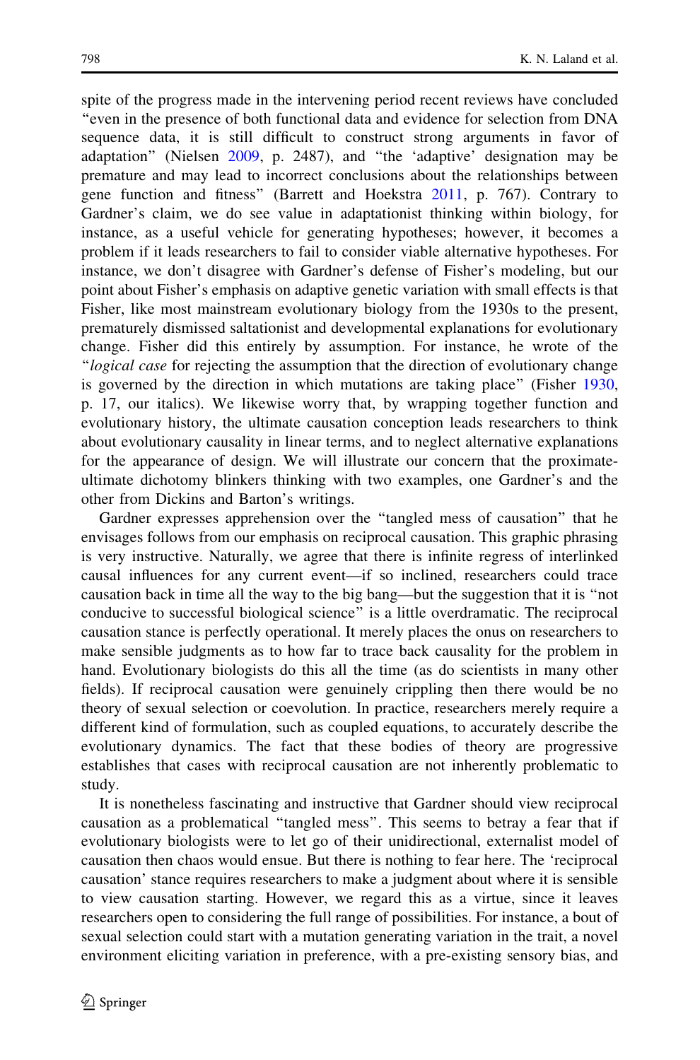spite of the progress made in the intervening period recent reviews have concluded "even in the presence of both functional data and evidence for selection from DNA sequence data, it is still difficult to construct strong arguments in favor of adaptation" (Nielsen 2009, p. 2487), and "the 'adaptive' designation may be premature and may lead to incorrect conclusions about the relationships between gene function and fitness" (Barrett and Hoekstra 2011, p. 767). Contrary to Gardner's claim, we do see value in adaptationist thinking within biology, for instance, as a useful vehicle for generating hypotheses; however, it becomes a problem if it leads researchers to fail to consider viable alternative hypotheses. For instance, we don't disagree with Gardner's defense of Fisher's modeling, but our point about Fisher's emphasis on adaptive genetic variation with small effects is that Fisher, like most mainstream evolutionary biology from the 1930s to the present, prematurely dismissed saltationist and developmental explanations for evolutionary change. Fisher did this entirely by assumption. For instance, he wrote of the "*logical case* for rejecting the assumption that the direction of evolutionary change is governed by the direction in which mutations are taking place" (Fisher 1930, p. 17, our italics). We likewise worry that, by wrapping together function and evolutionary history, the ultimate causation conception leads researchers to think about evolutionary causality in linear terms, and to neglect alternative explanations for the appearance of design. We will illustrate our concern that the proximate-ultimate dichotomy blinkers thinking with two examples, one Gardner's and the other from Dickins and Barton's writings.

Gardner expresses apprehension over the "tangled mess of causation" that he envisages follows from our emphasis on reciprocal causation. This graphic phrasing is very instructive. Naturally, we agree that there is infinite regress of interlinked causal influences for any current event—if so inclined, researchers could trace causation back in time all the way to the big bang—but the suggestion that it is "not conducive to successful biological science" is a little overdramatic. The reciprocal causation stance is perfectly operational. It merely places the onus on researchers to make sensible judgments as to how far to trace back causality for the problem in hand. Evolutionary biologists do this all the time (as do scientists in many other fields). If reciprocal causation were genuinely crippling then there would be no theory of sexual selection or coevolution. In practice, researchers merely require a different kind of formulation, such as coupled equations, to accurately describe the evolutionary dynamics. The fact that these bodies of theory are progressive establishes that cases with reciprocal causation are not inherently problematic to study.

It is nonetheless fascinating and instructive that Gardner should view reciprocal causation as a problematical "tangled mess". This seems to betray a fear that if evolutionary biologists were to let go of their unidirectional, externalist model of causation then chaos would ensue. But there is nothing to fear here. The 'reciprocal causation' stance requires researchers to make a judgment about where it is sensible to view causation starting. However, we regard this as a virtue, since it leaves researchers open to considering the full range of possibilities. For instance, a bout of sexual selection could start with a mutation generating variation in the trait, a novel environment eliciting variation in preference, with a pre-existing sensory bias, and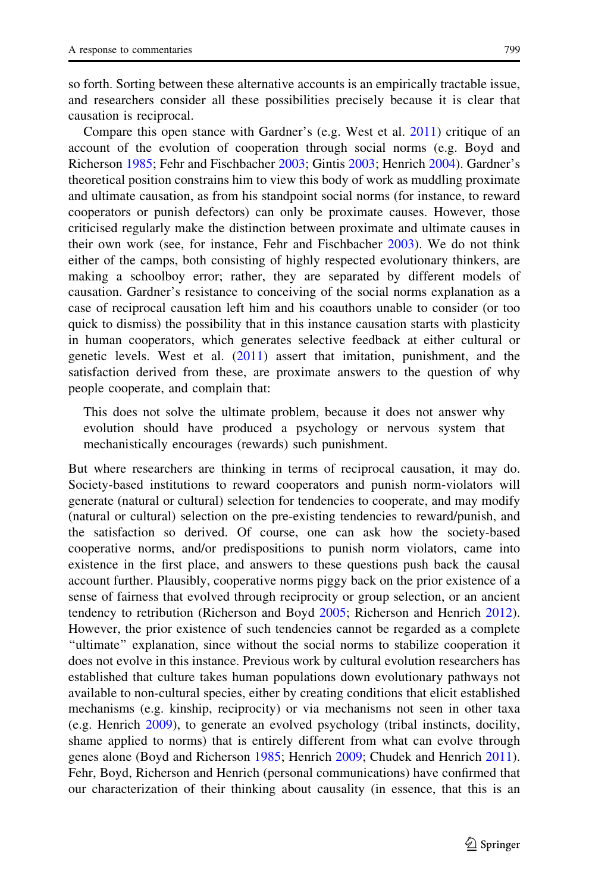so forth. Sorting between these alternative accounts is an empirically tractable issue, and researchers consider all these possibilities precisely because it is clear that causation is reciprocal.

Compare this open stance with Gardner's (e.g. West et al. 2011) critique of an account of the evolution of cooperation through social norms (e.g. Boyd and Richerson 1985; Fehr and Fischbacher 2003; Gintis 2003; Henrich 2004). Gardner's theoretical position constrains him to view this body of work as muddling proximate and ultimate causation, as from his standpoint social norms (for instance, to reward cooperators or punish defectors) can only be proximate causes. However, those criticised regularly make the distinction between proximate and ultimate causes in their own work (see, for instance, Fehr and Fischbacher 2003). We do not think either of the camps, both consisting of highly respected evolutionary thinkers, are making a schoolboy error; rather, they are separated by different models of causation. Gardner's resistance to conceiving of the social norms explanation as a case of reciprocal causation left him and his coauthors unable to consider (or too quick to dismiss) the possibility that in this instance causation starts with plasticity in human cooperators, which generates selective feedback at either cultural or genetic levels. West et al. (2011) assert that imitation, punishment, and the satisfaction derived from these, are proximate answers to the question of why people cooperate, and complain that:

> This does not solve the ultimate problem, because it does not answer why evolution should have produced a psychology or nervous system that mechanistically encourages (rewards) such punishment.

But where researchers are thinking in terms of reciprocal causation, it may do. Society-based institutions to reward cooperators and punish norm-violators will generate (natural or cultural) selection for tendencies to cooperate, and may modify (natural or cultural) selection on the pre-existing tendencies to reward/punish, and the satisfaction so derived. Of course, one can ask how the society-based cooperative norms, and/or predispositions to punish norm violators, came into existence in the first place, and answers to these questions push back the causal account further. Plausibly, cooperative norms piggy back on the prior existence of a sense of fairness that evolved through reciprocity or group selection, or an ancient tendency to retribution (Richerson and Boyd 2005; Richerson and Henrich 2012). However, the prior existence of such tendencies cannot be regarded as a complete "ultimate" explanation, since without the social norms to stabilize cooperation it does not evolve in this instance. Previous work by cultural evolution researchers has established that culture takes human populations down evolutionary pathways not available to non-cultural species, either by creating conditions that elicit established mechanisms (e.g. kinship, reciprocity) or via mechanisms not seen in other taxa (e.g. Henrich 2009), to generate an evolved psychology (tribal instincts, docility, shame applied to norms) that is entirely different from what can evolve through genes alone (Boyd and Richerson 1985; Henrich 2009; Chudek and Henrich 2011). Fehr, Boyd, Richerson and Henrich (personal communications) have confirmed that our characterization of their thinking about causality (in essence, that this is an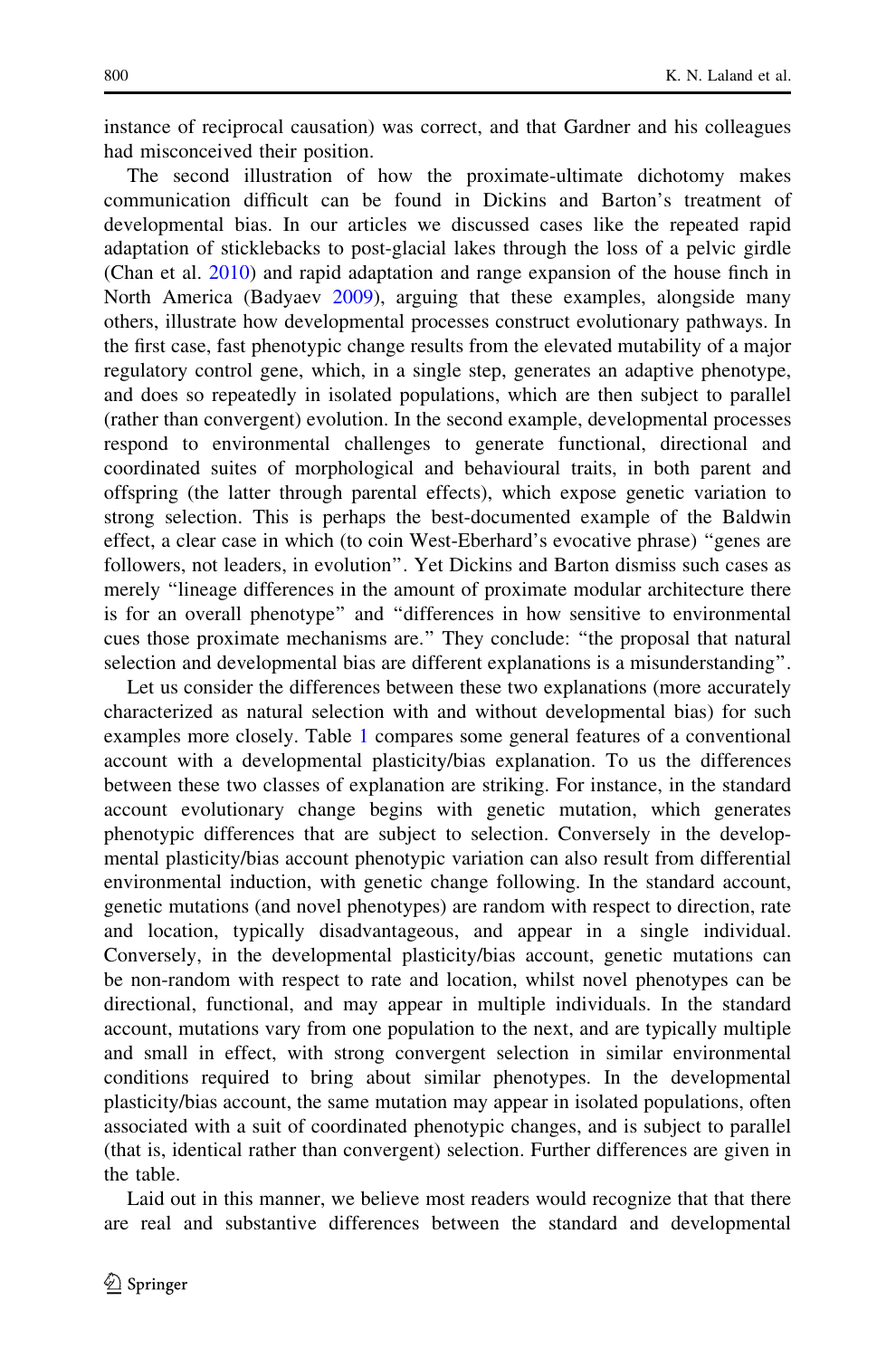instance of reciprocal causation) was correct, and that Gardner and his colleagues had misconceived their position.

The second illustration of how the proximate-ultimate dichotomy makes communication difficult can be found in Dickins and Barton's treatment of developmental bias. In our articles we discussed cases like the repeated rapid adaptation of sticklebacks to post-glacial lakes through the loss of a pelvic girdle (Chan et al. 2010) and rapid adaptation and range expansion of the house finch in North America (Badyaev 2009), arguing that these examples, alongside many others, illustrate how developmental processes construct evolutionary pathways. In the first case, fast phenotypic change results from the elevated mutability of a major regulatory control gene, which, in a single step, generates an adaptive phenotype, and does so repeatedly in isolated populations, which are then subject to parallel (rather than convergent) evolution. In the second example, developmental processes respond to environmental challenges to generate functional, directional and coordinated suites of morphological and behavioural traits, in both parent and offspring (the latter through parental effects), which expose genetic variation to strong selection. This is perhaps the best-documented example of the Baldwin effect, a clear case in which (to coin West-Eberhard's evocative phrase) "genes are followers, not leaders, in evolution". Yet Dickins and Barton dismiss such cases as merely "lineage differences in the amount of proximate modular architecture there is for an overall phenotype" and "differences in how sensitive to environmental cues those proximate mechanisms are." They conclude: "the proposal that natural selection and developmental bias are different explanations is a misunderstanding".

Let us consider the differences between these two explanations (more accurately characterized as natural selection with and without developmental bias) for such examples more closely. Table 1 compares some general features of a conventional account with a developmental plasticity/bias explanation. To us the differences between these two classes of explanation are striking. For instance, in the standard account evolutionary change begins with genetic mutation, which generates phenotypic differences that are subject to selection. Conversely in the developmental plasticity/bias account phenotypic variation can also result from differential environmental induction, with genetic change following. In the standard account, genetic mutations (and novel phenotypes) are random with respect to direction, rate and location, typically disadvantageous, and appear in a single individual. Conversely, in the developmental plasticity/bias account, genetic mutations can be non-random with respect to rate and location, whilst novel phenotypes can be directional, functional, and may appear in multiple individuals. In the standard account, mutations vary from one population to the next, and are typically multiple and small in effect, with strong convergent selection in similar environmental conditions required to bring about similar phenotypes. In the developmental plasticity/bias account, the same mutation may appear in isolated populations, often associated with a suit of coordinated phenotypic changes, and is subject to parallel (that is, identical rather than convergent) selection. Further differences are given in the table.

Laid out in this manner, we believe most readers would recognize that that there are real and substantive differences between the standard and developmental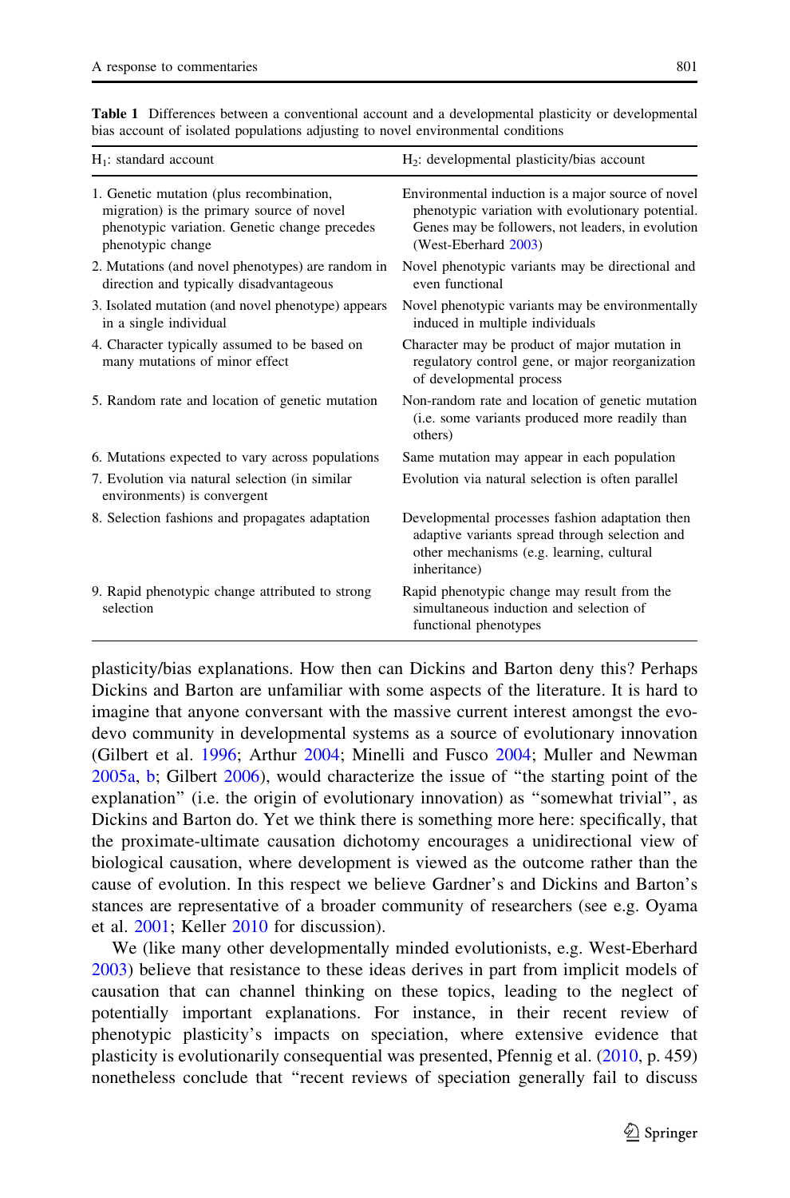**Table 1** Differences between a conventional account and a developmental plasticity or developmental bias account of isolated populations adjusting to novel environmental conditions

| $H_1$: standard account | $H_2$: developmental plasticity/bias account |
|---|---|
| 1. Genetic mutation (plus recombination, migration) is the primary source of novel phenotypic variation. Genetic change precedes phenotypic change | Environmental induction is a major source of novel phenotypic variation with evolutionary potential. Genes may be followers, not leaders, in evolution (West-Eberhard 2003) |
| 2. Mutations (and novel phenotypes) are random in direction and typically disadvantageous | Novel phenotypic variants may be directional and even functional |
| 3. Isolated mutation (and novel phenotype) appears in a single individual | Novel phenotypic variants may be environmentally induced in multiple individuals |
| 4. Character typically assumed to be based on many mutations of minor effect | Character may be product of major mutation in regulatory control gene, or major reorganization of developmental process |
| 5. Random rate and location of genetic mutation | Non-random rate and location of genetic mutation (i.e. some variants produced more readily than others) |
| 6. Mutations expected to vary across populations | Same mutation may appear in each population |
| 7. Evolution via natural selection (in similar environments) is convergent | Evolution via natural selection is often parallel |
| 8. Selection fashions and propagates adaptation | Developmental processes fashion adaptation then adaptive variants spread through selection and other mechanisms (e.g. learning, cultural inheritance) |
| 9. Rapid phenotypic change attributed to strong selection | Rapid phenotypic change may result from the simultaneous induction and selection of functional phenotypes |

plasticity/bias explanations. How then can Dickins and Barton deny this? Perhaps Dickins and Barton are unfamiliar with some aspects of the literature. It is hard to imagine that anyone conversant with the massive current interest amongst the evo-devo community in developmental systems as a source of evolutionary innovation (Gilbert et al. 1996; Arthur 2004; Minelli and Fusco 2004; Muller and Newman 2005a, b; Gilbert 2006), would characterize the issue of "the starting point of the explanation" (i.e. the origin of evolutionary innovation) as "somewhat trivial", as Dickins and Barton do. Yet we think there is something more here: specifically, that the proximate-ultimate causation dichotomy encourages a unidirectional view of biological causation, where development is viewed as the outcome rather than the cause of evolution. In this respect we believe Gardner's and Dickins and Barton's stances are representative of a broader community of researchers (see e.g. Oyama et al. 2001; Keller 2010 for discussion).

We (like many other developmentally minded evolutionists, e.g. West-Eberhard 2003) believe that resistance to these ideas derives in part from implicit models of causation that can channel thinking on these topics, leading to the neglect of potentially important explanations. For instance, in their recent review of phenotypic plasticity's impacts on speciation, where extensive evidence that plasticity is evolutionarily consequential was presented, Pfennig et al. (2010, p. 459) nonetheless conclude that "recent reviews of speciation generally fail to discuss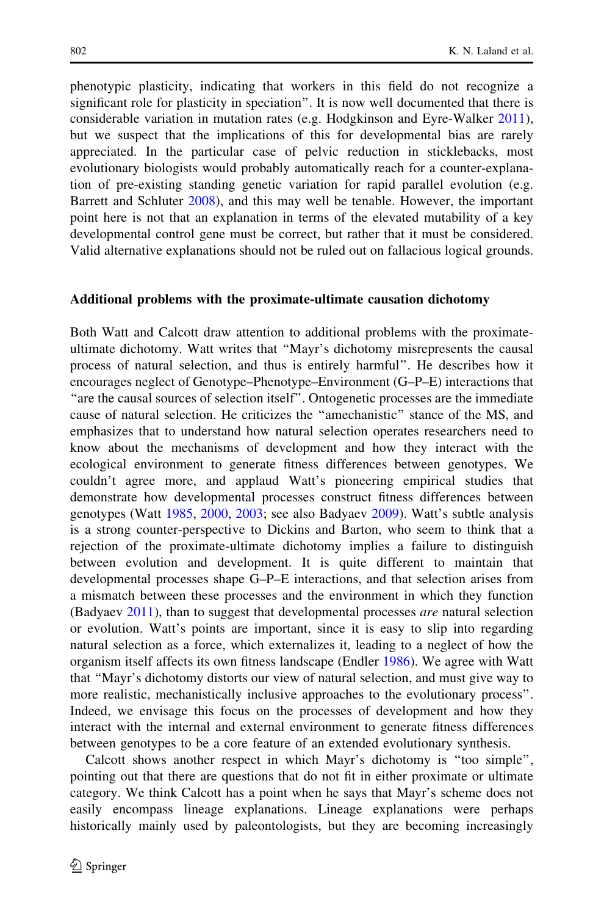phenotypic plasticity, indicating that workers in this field do not recognize a significant role for plasticity in speciation". It is now well documented that there is considerable variation in mutation rates (e.g. Hodgkinson and Eyre-Walker 2011), but we suspect that the implications of this for developmental bias are rarely appreciated. In the particular case of pelvic reduction in sticklebacks, most evolutionary biologists would probably automatically reach for a counter-explanation of pre-existing standing genetic variation for rapid parallel evolution (e.g. Barrett and Schluter 2008), and this may well be tenable. However, the important point here is not that an explanation in terms of the elevated mutability of a key developmental control gene must be correct, but rather that it must be considered. Valid alternative explanations should not be ruled out on fallacious logical grounds.

### Additional problems with the proximate-ultimate causation dichotomy

Both Watt and Calcott draw attention to additional problems with the proximate-ultimate dichotomy. Watt writes that "Mayr's dichotomy misrepresents the causal process of natural selection, and thus is entirely harmful". He describes how it encourages neglect of Genotype–Phenotype–Environment (G–P–E) interactions that "are the causal sources of selection itself". Ontogenetic processes are the immediate cause of natural selection. He criticizes the "amechanistic" stance of the MS, and emphasizes that to understand how natural selection operates researchers need to know about the mechanisms of development and how they interact with the ecological environment to generate fitness differences between genotypes. We couldn't agree more, and applaud Watt's pioneering empirical studies that demonstrate how developmental processes construct fitness differences between genotypes (Watt 1985, 2000, 2003; see also Badyaev 2009). Watt's subtle analysis is a strong counter-perspective to Dickins and Barton, who seem to think that a rejection of the proximate-ultimate dichotomy implies a failure to distinguish between evolution and development. It is quite different to maintain that developmental processes shape G–P–E interactions, and that selection arises from a mismatch between these processes and the environment in which they function (Badyaev 2011), than to suggest that developmental processes *are* natural selection or evolution. Watt's points are important, since it is easy to slip into regarding natural selection as a force, which externalizes it, leading to a neglect of how the organism itself affects its own fitness landscape (Endler 1986). We agree with Watt that "Mayr's dichotomy distorts our view of natural selection, and must give way to more realistic, mechanistically inclusive approaches to the evolutionary process". Indeed, we envisage this focus on the processes of development and how they interact with the internal and external environment to generate fitness differences between genotypes to be a core feature of an extended evolutionary synthesis.

Calcott shows another respect in which Mayr's dichotomy is "too simple", pointing out that there are questions that do not fit in either proximate or ultimate category. We think Calcott has a point when he says that Mayr's scheme does not easily encompass lineage explanations. Lineage explanations were perhaps historically mainly used by paleontologists, but they are becoming increasingly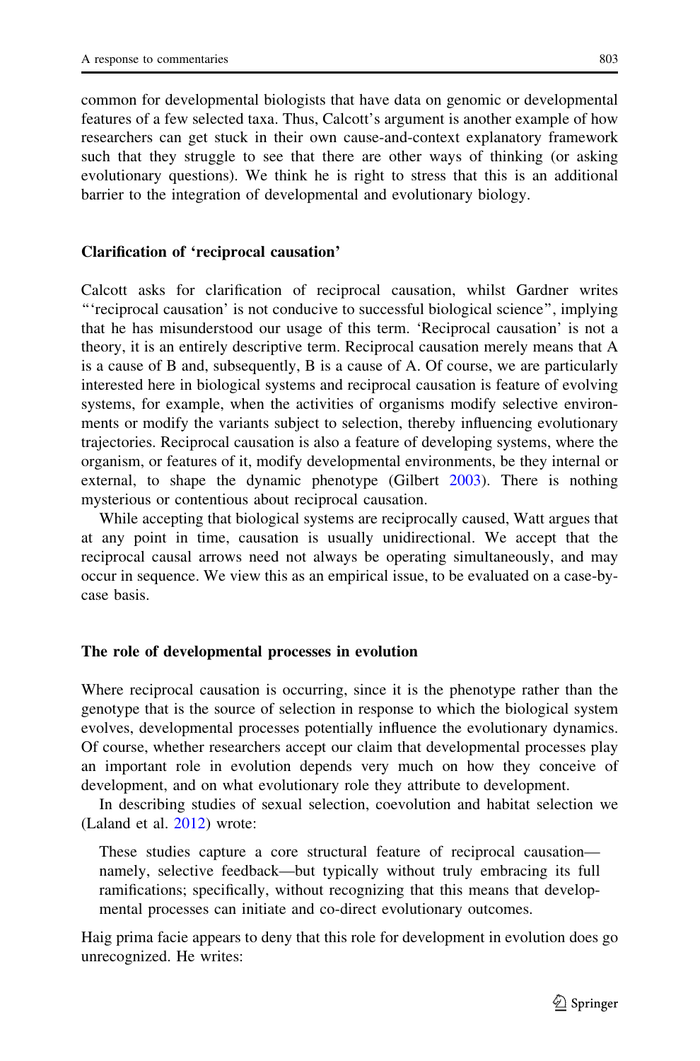common for developmental biologists that have data on genomic or developmental features of a few selected taxa. Thus, Calcott's argument is another example of how researchers can get stuck in their own cause-and-context explanatory framework such that they struggle to see that there are other ways of thinking (or asking evolutionary questions). We think he is right to stress that this is an additional barrier to the integration of developmental and evolutionary biology.

## Clarification of 'reciprocal causation'

Calcott asks for clarification of reciprocal causation, whilst Gardner writes "'reciprocal causation' is not conducive to successful biological science", implying that he has misunderstood our usage of this term. 'Reciprocal causation' is not a theory, it is an entirely descriptive term. Reciprocal causation merely means that A is a cause of B and, subsequently, B is a cause of A. Of course, we are particularly interested here in biological systems and reciprocal causation is feature of evolving systems, for example, when the activities of organisms modify selective environments or modify the variants subject to selection, thereby influencing evolutionary trajectories. Reciprocal causation is also a feature of developing systems, where the organism, or features of it, modify developmental environments, be they internal or external, to shape the dynamic phenotype (Gilbert 2003). There is nothing mysterious or contentious about reciprocal causation.

While accepting that biological systems are reciprocally caused, Watt argues that at any point in time, causation is usually unidirectional. We accept that the reciprocal causal arrows need not always be operating simultaneously, and may occur in sequence. We view this as an empirical issue, to be evaluated on a case-by-case basis.

## The role of developmental processes in evolution

Where reciprocal causation is occurring, since it is the phenotype rather than the genotype that is the source of selection in response to which the biological system evolves, developmental processes potentially influence the evolutionary dynamics. Of course, whether researchers accept our claim that developmental processes play an important role in evolution depends very much on how they conceive of development, and on what evolutionary role they attribute to development.

In describing studies of sexual selection, coevolution and habitat selection we (Laland et al. 2012) wrote:

> These studies capture a core structural feature of reciprocal causation—namely, selective feedback—but typically without truly embracing its full ramifications; specifically, without recognizing that this means that developmental processes can initiate and co-direct evolutionary outcomes.

Haig prima facie appears to deny that this role for development in evolution does go unrecognized. He writes: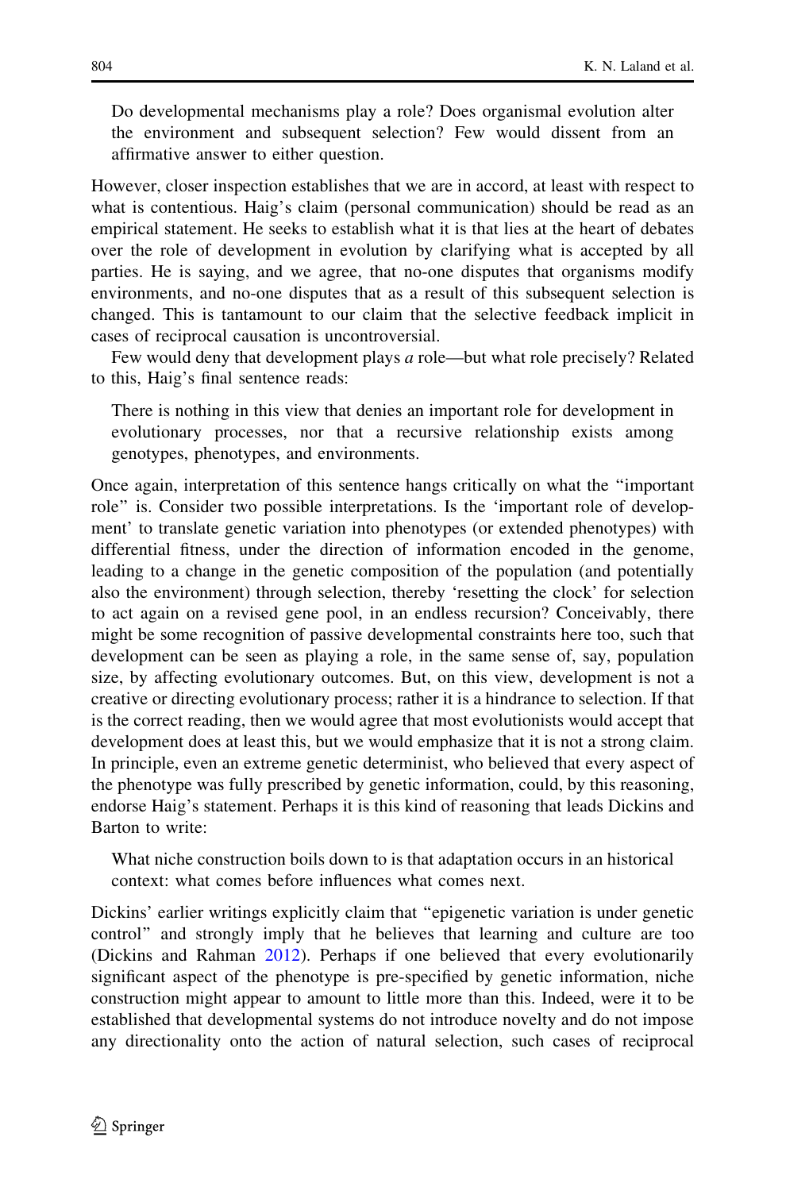> Do developmental mechanisms play a role? Does organismal evolution alter the environment and subsequent selection? Few would dissent from an affirmative answer to either question.

However, closer inspection establishes that we are in accord, at least with respect to what is contentious. Haig's claim (personal communication) should be read as an empirical statement. He seeks to establish what it is that lies at the heart of debates over the role of development in evolution by clarifying what is accepted by all parties. He is saying, and we agree, that no-one disputes that organisms modify environments, and no-one disputes that as a result of this subsequent selection is changed. This is tantamount to our claim that the selective feedback implicit in cases of reciprocal causation is uncontroversial.

Few would deny that development plays *a* role—but what role precisely? Related to this, Haig's final sentence reads:

> There is nothing in this view that denies an important role for development in evolutionary processes, nor that a recursive relationship exists among genotypes, phenotypes, and environments.

Once again, interpretation of this sentence hangs critically on what the "important role" is. Consider two possible interpretations. Is the 'important role of development' to translate genetic variation into phenotypes (or extended phenotypes) with differential fitness, under the direction of information encoded in the genome, leading to a change in the genetic composition of the population (and potentially also the environment) through selection, thereby 'resetting the clock' for selection to act again on a revised gene pool, in an endless recursion? Conceivably, there might be some recognition of passive developmental constraints here too, such that development can be seen as playing a role, in the same sense of, say, population size, by affecting evolutionary outcomes. But, on this view, development is not a creative or directing evolutionary process; rather it is a hindrance to selection. If that is the correct reading, then we would agree that most evolutionists would accept that development does at least this, but we would emphasize that it is not a strong claim. In principle, even an extreme genetic determinist, who believed that every aspect of the phenotype was fully prescribed by genetic information, could, by this reasoning, endorse Haig's statement. Perhaps it is this kind of reasoning that leads Dickins and Barton to write:

> What niche construction boils down to is that adaptation occurs in an historical context: what comes before influences what comes next.

Dickins' earlier writings explicitly claim that "epigenetic variation is under genetic control" and strongly imply that he believes that learning and culture are too (Dickins and Rahman 2012). Perhaps if one believed that every evolutionarily significant aspect of the phenotype is pre-specified by genetic information, niche construction might appear to amount to little more than this. Indeed, were it to be established that developmental systems do not introduce novelty and do not impose any directionality onto the action of natural selection, such cases of reciprocal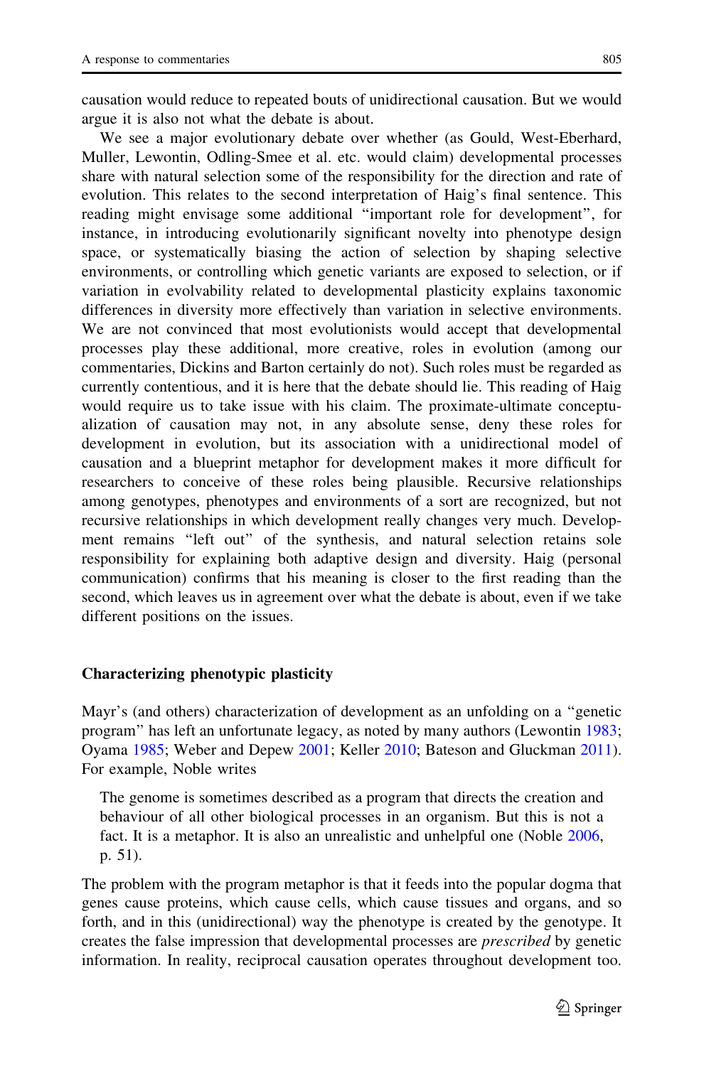causation would reduce to repeated bouts of unidirectional causation. But we would argue it is also not what the debate is about.

We see a major evolutionary debate over whether (as Gould, West-Eberhard, Muller, Lewontin, Odling-Smee et al. etc. would claim) developmental processes share with natural selection some of the responsibility for the direction and rate of evolution. This relates to the second interpretation of Haig's final sentence. This reading might envisage some additional "important role for development", for instance, in introducing evolutionarily significant novelty into phenotype design space, or systematically biasing the action of selection by shaping selective environments, or controlling which genetic variants are exposed to selection, or if variation in evolvability related to developmental plasticity explains taxonomic differences in diversity more effectively than variation in selective environments. We are not convinced that most evolutionists would accept that developmental processes play these additional, more creative, roles in evolution (among our commentaries, Dickins and Barton certainly do not). Such roles must be regarded as currently contentious, and it is here that the debate should lie. This reading of Haig would require us to take issue with his claim. The proximate-ultimate conceptualization of causation may not, in any absolute sense, deny these roles for development in evolution, but its association with a unidirectional model of causation and a blueprint metaphor for development makes it more difficult for researchers to conceive of these roles being plausible. Recursive relationships among genotypes, phenotypes and environments of a sort are recognized, but not recursive relationships in which development really changes very much. Development remains "left out" of the synthesis, and natural selection retains sole responsibility for explaining both adaptive design and diversity. Haig (personal communication) confirms that his meaning is closer to the first reading than the second, which leaves us in agreement over what the debate is about, even if we take different positions on the issues.

## Characterizing phenotypic plasticity

Mayr's (and others) characterization of development as an unfolding on a "genetic program" has left an unfortunate legacy, as noted by many authors (Lewontin 1983; Oyama 1985; Weber and Depew 2001; Keller 2010; Bateson and Gluckman 2011). For example, Noble writes

> The genome is sometimes described as a program that directs the creation and behaviour of all other biological processes in an organism. But this is not a fact. It is a metaphor. It is also an unrealistic and unhelpful one (Noble 2006, p. 51).

The problem with the program metaphor is that it feeds into the popular dogma that genes cause proteins, which cause cells, which cause tissues and organs, and so forth, and in this (unidirectional) way the phenotype is created by the genotype. It creates the false impression that developmental processes are *prescribed* by genetic information. In reality, reciprocal causation operates throughout development too.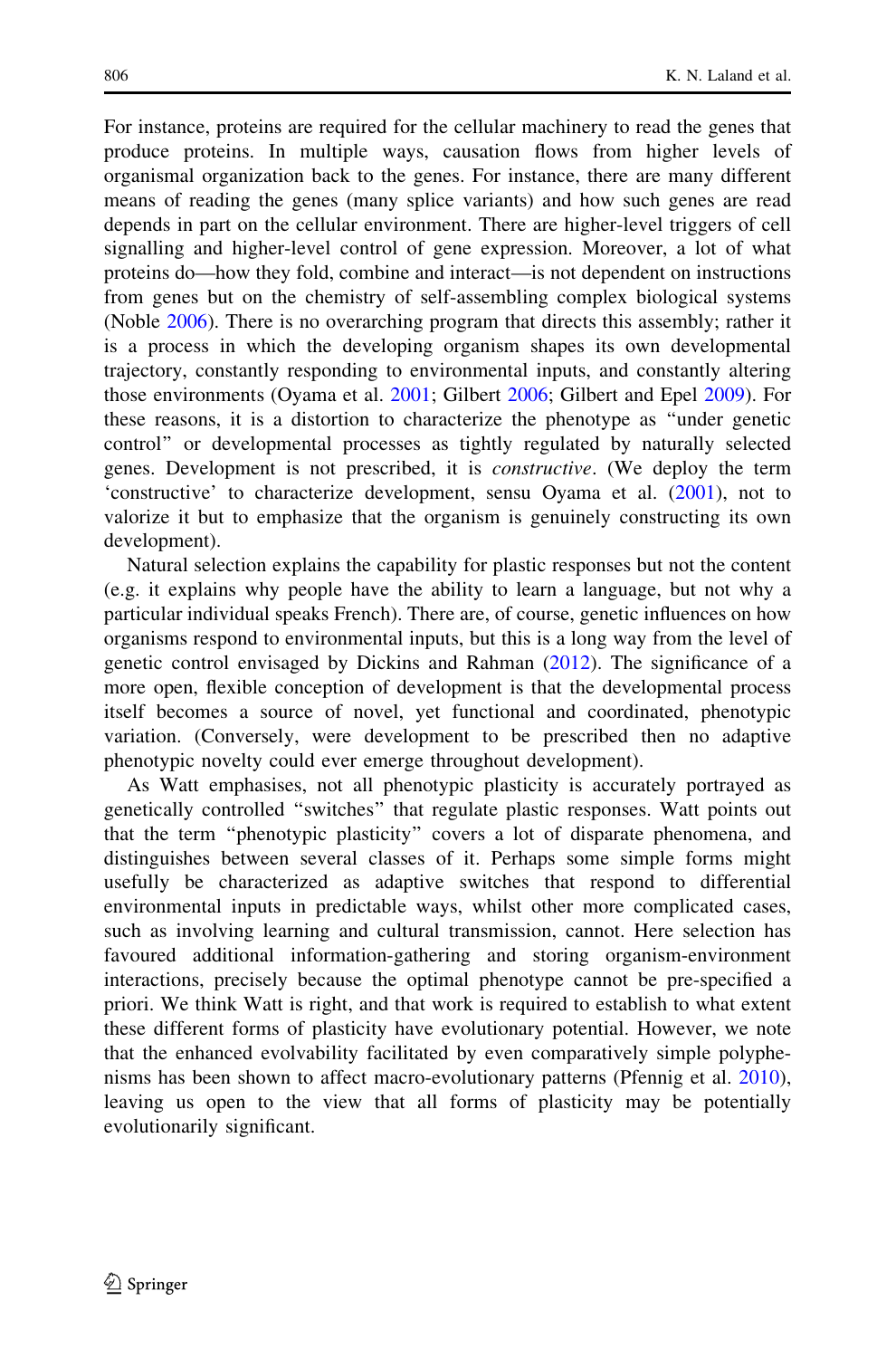For instance, proteins are required for the cellular machinery to read the genes that produce proteins. In multiple ways, causation flows from higher levels of organismal organization back to the genes. For instance, there are many different means of reading the genes (many splice variants) and how such genes are read depends in part on the cellular environment. There are higher-level triggers of cell signalling and higher-level control of gene expression. Moreover, a lot of what proteins do—how they fold, combine and interact—is not dependent on instructions from genes but on the chemistry of self-assembling complex biological systems (Noble 2006). There is no overarching program that directs this assembly; rather it is a process in which the developing organism shapes its own developmental trajectory, constantly responding to environmental inputs, and constantly altering those environments (Oyama et al. 2001; Gilbert 2006; Gilbert and Epel 2009). For these reasons, it is a distortion to characterize the phenotype as "under genetic control" or developmental processes as tightly regulated by naturally selected genes. Development is not prescribed, it is *constructive*. (We deploy the term 'constructive' to characterize development, sensu Oyama et al. (2001), not to valorize it but to emphasize that the organism is genuinely constructing its own development).

Natural selection explains the capability for plastic responses but not the content (e.g. it explains why people have the ability to learn a language, but not why a particular individual speaks French). There are, of course, genetic influences on how organisms respond to environmental inputs, but this is a long way from the level of genetic control envisaged by Dickins and Rahman (2012). The significance of a more open, flexible conception of development is that the developmental process itself becomes a source of novel, yet functional and coordinated, phenotypic variation. (Conversely, were development to be prescribed then no adaptive phenotypic novelty could ever emerge throughout development).

As Watt emphasises, not all phenotypic plasticity is accurately portrayed as genetically controlled "switches" that regulate plastic responses. Watt points out that the term "phenotypic plasticity" covers a lot of disparate phenomena, and distinguishes between several classes of it. Perhaps some simple forms might usefully be characterized as adaptive switches that respond to differential environmental inputs in predictable ways, whilst other more complicated cases, such as involving learning and cultural transmission, cannot. Here selection has favoured additional information-gathering and storing organism-environment interactions, precisely because the optimal phenotype cannot be pre-specified a priori. We think Watt is right, and that work is required to establish to what extent these different forms of plasticity have evolutionary potential. However, we note that the enhanced evolvability facilitated by even comparatively simple polyphenisms has been shown to affect macro-evolutionary patterns (Pfennig et al. 2010), leaving us open to the view that all forms of plasticity may be potentially evolutionarily significant.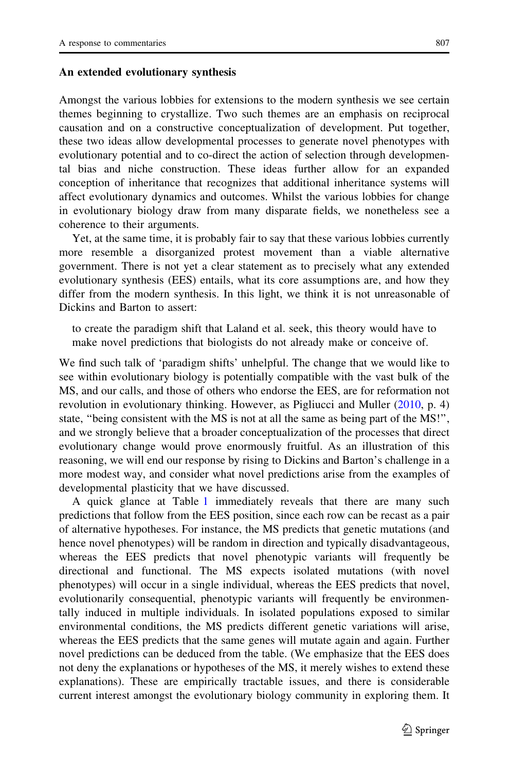### An extended evolutionary synthesis

Amongst the various lobbies for extensions to the modern synthesis we see certain themes beginning to crystallize. Two such themes are an emphasis on reciprocal causation and on a constructive conceptualization of development. Put together, these two ideas allow developmental processes to generate novel phenotypes with evolutionary potential and to co-direct the action of selection through developmental bias and niche construction. These ideas further allow for an expanded conception of inheritance that recognizes that additional inheritance systems will affect evolutionary dynamics and outcomes. Whilst the various lobbies for change in evolutionary biology draw from many disparate fields, we nonetheless see a coherence to their arguments.

Yet, at the same time, it is probably fair to say that these various lobbies currently more resemble a disorganized protest movement than a viable alternative government. There is not yet a clear statement as to precisely what any extended evolutionary synthesis (EES) entails, what its core assumptions are, and how they differ from the modern synthesis. In this light, we think it is not unreasonable of Dickins and Barton to assert:

> to create the paradigm shift that Laland et al. seek, this theory would have to make novel predictions that biologists do not already make or conceive of.

We find such talk of 'paradigm shifts' unhelpful. The change that we would like to see within evolutionary biology is potentially compatible with the vast bulk of the MS, and our calls, and those of others who endorse the EES, are for reformation not revolution in evolutionary thinking. However, as Pigliucci and Muller (2010, p. 4) state, "being consistent with the MS is not at all the same as being part of the MS!", and we strongly believe that a broader conceptualization of the processes that direct evolutionary change would prove enormously fruitful. As an illustration of this reasoning, we will end our response by rising to Dickins and Barton's challenge in a more modest way, and consider what novel predictions arise from the examples of developmental plasticity that we have discussed.

A quick glance at Table 1 immediately reveals that there are many such predictions that follow from the EES position, since each row can be recast as a pair of alternative hypotheses. For instance, the MS predicts that genetic mutations (and hence novel phenotypes) will be random in direction and typically disadvantageous, whereas the EES predicts that novel phenotypic variants will frequently be directional and functional. The MS expects isolated mutations (with novel phenotypes) will occur in a single individual, whereas the EES predicts that novel, evolutionarily consequential, phenotypic variants will frequently be environmentally induced in multiple individuals. In isolated populations exposed to similar environmental conditions, the MS predicts different genetic variations will arise, whereas the EES predicts that the same genes will mutate again and again. Further novel predictions can be deduced from the table. (We emphasize that the EES does not deny the explanations or hypotheses of the MS, it merely wishes to extend these explanations). These are empirically tractable issues, and there is considerable current interest amongst the evolutionary biology community in exploring them. It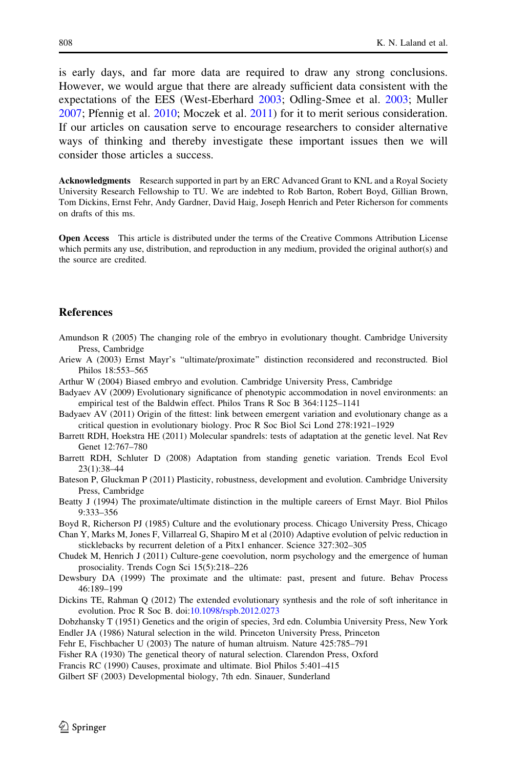is early days, and far more data are required to draw any strong conclusions. However, we would argue that there are already sufficient data consistent with the expectations of the EES (West-Eberhard 2003; Odling-Smee et al. 2003; Muller 2007; Pfennig et al. 2010; Moczek et al. 2011) for it to merit serious consideration. If our articles on causation serve to encourage researchers to consider alternative ways of thinking and thereby investigate these important issues then we will consider those articles a success.

**Acknowledgments** Research supported in part by an ERC Advanced Grant to KNL and a Royal Society University Research Fellowship to TU. We are indebted to Rob Barton, Robert Boyd, Gillian Brown, Tom Dickins, Ernst Fehr, Andy Gardner, David Haig, Joseph Henrich and Peter Richerson for comments on drafts of this ms.

**Open Access** This article is distributed under the terms of the Creative Commons Attribution License which permits any use, distribution, and reproduction in any medium, provided the original author(s) and the source are credited.

## References

Amundson R (2005) The changing role of the embryo in evolutionary thought. Cambridge University Press, Cambridge

Ariew A (2003) Ernst Mayr's "ultimate/proximate" distinction reconsidered and reconstructed. Biol Philos 18:553–565

Arthur W (2004) Biased embryo and evolution. Cambridge University Press, Cambridge

Badyaev AV (2009) Evolutionary significance of phenotypic accommodation in novel environments: an empirical test of the Baldwin effect. Philos Trans R Soc B 364:1125–1141

Badyaev AV (2011) Origin of the fittest: link between emergent variation and evolutionary change as a critical question in evolutionary biology. Proc R Soc Biol Sci Lond 278:1921–1929

Barrett RDH, Hoekstra HE (2011) Molecular spandrels: tests of adaptation at the genetic level. Nat Rev Genet 12:767–780

Barrett RDH, Schluter D (2008) Adaptation from standing genetic variation. Trends Ecol Evol 23(1):38–44

Bateson P, Gluckman P (2011) Plasticity, robustness, development and evolution. Cambridge University Press, Cambridge

Beatty J (1994) The proximate/ultimate distinction in the multiple careers of Ernst Mayr. Biol Philos 9:333–356

Boyd R, Richerson PJ (1985) Culture and the evolutionary process. Chicago University Press, Chicago

Chan Y, Marks M, Jones F, Villarreal G, Shapiro M et al (2010) Adaptive evolution of pelvic reduction in sticklebacks by recurrent deletion of a Pitx1 enhancer. Science 327:302–305

Chudek M, Henrich J (2011) Culture-gene coevolution, norm psychology and the emergence of human prosociality. Trends Cogn Sci 15(5):218–226

Dewsbury DA (1999) The proximate and the ultimate: past, present and future. Behav Process 46:189–199

Dickins TE, Rahman Q (2012) The extended evolutionary synthesis and the role of soft inheritance in evolution. Proc R Soc B. doi:10.1098/rspb.2012.0273

Dobzhansky T (1951) Genetics and the origin of species, 3rd edn. Columbia University Press, New York

Endler JA (1986) Natural selection in the wild. Princeton University Press, Princeton

Fehr E, Fischbacher U (2003) The nature of human altruism. Nature 425:785–791

Fisher RA (1930) The genetical theory of natural selection. Clarendon Press, Oxford

Francis RC (1990) Causes, proximate and ultimate. Biol Philos 5:401–415

Gilbert SF (2003) Developmental biology, 7th edn. Sinauer, Sunderland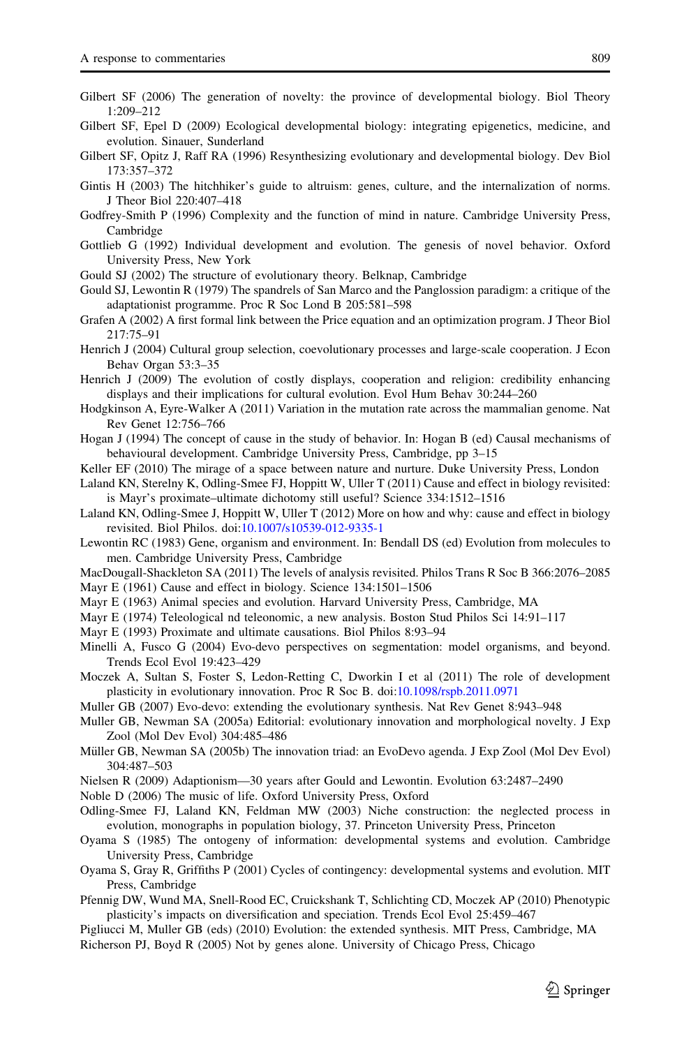Gilbert SF (2006) The generation of novelty: the province of developmental biology. Biol Theory 1:209–212

Gilbert SF, Epel D (2009) Ecological developmental biology: integrating epigenetics, medicine, and evolution. Sinauer, Sunderland

Gilbert SF, Opitz J, Raff RA (1996) Resynthesizing evolutionary and developmental biology. Dev Biol 173:357–372

Gintis H (2003) The hitchhiker's guide to altruism: genes, culture, and the internalization of norms. J Theor Biol 220:407–418

Godfrey-Smith P (1996) Complexity and the function of mind in nature. Cambridge University Press, Cambridge

Gottlieb G (1992) Individual development and evolution. The genesis of novel behavior. Oxford University Press, New York

Gould SJ (2002) The structure of evolutionary theory. Belknap, Cambridge

Gould SJ, Lewontin R (1979) The spandrels of San Marco and the Panglossion paradigm: a critique of the adaptationist programme. Proc R Soc Lond B 205:581–598

Grafen A (2002) A first formal link between the Price equation and an optimization program. J Theor Biol 217:75–91

Henrich J (2004) Cultural group selection, coevolutionary processes and large-scale cooperation. J Econ Behav Organ 53:3–35

Henrich J (2009) The evolution of costly displays, cooperation and religion: credibility enhancing displays and their implications for cultural evolution. Evol Hum Behav 30:244–260

Hodgkinson A, Eyre-Walker A (2011) Variation in the mutation rate across the mammalian genome. Nat Rev Genet 12:756–766

Hogan J (1994) The concept of cause in the study of behavior. In: Hogan B (ed) Causal mechanisms of behavioural development. Cambridge University Press, Cambridge, pp 3–15

Keller EF (2010) The mirage of a space between nature and nurture. Duke University Press, London

Laland KN, Sterelny K, Odling-Smee FJ, Hoppitt W, Uller T (2011) Cause and effect in biology revisited: is Mayr's proximate–ultimate dichotomy still useful? Science 334:1512–1516

Laland KN, Odling-Smee J, Hoppitt W, Uller T (2012) More on how and why: cause and effect in biology revisited. Biol Philos. doi:10.1007/s10539-012-9335-1

Lewontin RC (1983) Gene, organism and environment. In: Bendall DS (ed) Evolution from molecules to men. Cambridge University Press, Cambridge

MacDougall-Shackleton SA (2011) The levels of analysis revisited. Philos Trans R Soc B 366:2076–2085

Mayr E (1961) Cause and effect in biology. Science 134:1501–1506

Mayr E (1963) Animal species and evolution. Harvard University Press, Cambridge, MA

Mayr E (1974) Teleological nd teleonomic, a new analysis. Boston Stud Philos Sci 14:91–117

Mayr E (1993) Proximate and ultimate causations. Biol Philos 8:93–94

Minelli A, Fusco G (2004) Evo-devo perspectives on segmentation: model organisms, and beyond. Trends Ecol Evol 19:423–429

Moczek A, Sultan S, Foster S, Ledon-Retting C, Dworkin I et al (2011) The role of development plasticity in evolutionary innovation. Proc R Soc B. doi:10.1098/rspb.2011.0971

Muller GB (2007) Evo-devo: extending the evolutionary synthesis. Nat Rev Genet 8:943–948

Muller GB, Newman SA (2005a) Editorial: evolutionary innovation and morphological novelty. J Exp Zool (Mol Dev Evol) 304:485–486

Müller GB, Newman SA (2005b) The innovation triad: an EvoDevo agenda. J Exp Zool (Mol Dev Evol) 304:487–503

Nielsen R (2009) Adaptionism—30 years after Gould and Lewontin. Evolution 63:2487–2490

Noble D (2006) The music of life. Oxford University Press, Oxford

Odling-Smee FJ, Laland KN, Feldman MW (2003) Niche construction: the neglected process in evolution, monographs in population biology, 37. Princeton University Press, Princeton

Oyama S (1985) The ontogeny of information: developmental systems and evolution. Cambridge University Press, Cambridge

Oyama S, Gray R, Griffiths P (2001) Cycles of contingency: developmental systems and evolution. MIT Press, Cambridge

Pfennig DW, Wund MA, Snell-Rood EC, Cruickshank T, Schlichting CD, Moczek AP (2010) Phenotypic plasticity's impacts on diversification and speciation. Trends Ecol Evol 25:459–467

Pigliucci M, Muller GB (eds) (2010) Evolution: the extended synthesis. MIT Press, Cambridge, MA

Richerson PJ, Boyd R (2005) Not by genes alone. University of Chicago Press, Chicago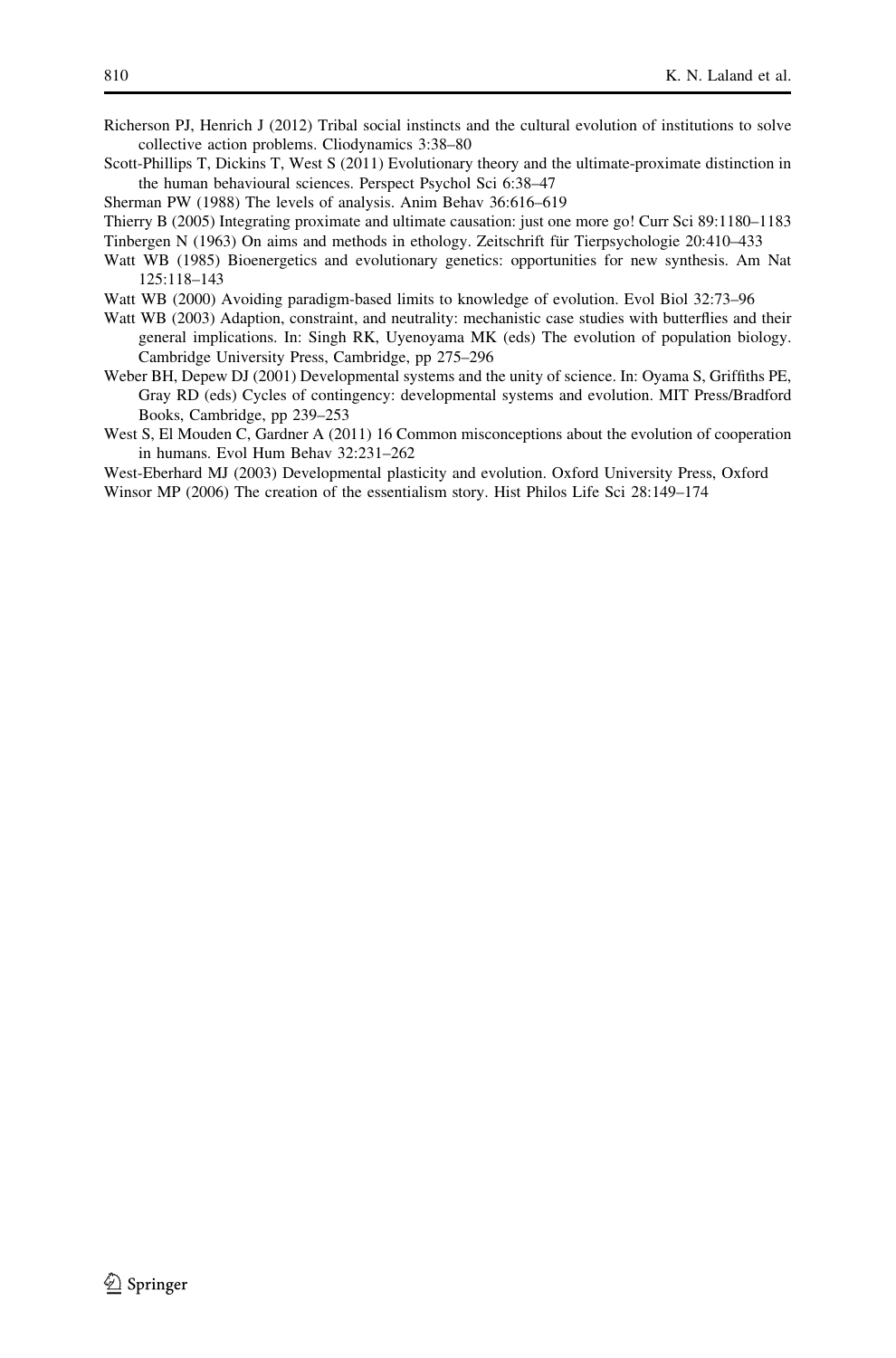Richerson PJ, Henrich J (2012) Tribal social instincts and the cultural evolution of institutions to solve collective action problems. Cliodynamics 3:38–80

Scott-Phillips T, Dickins T, West S (2011) Evolutionary theory and the ultimate-proximate distinction in the human behavioural sciences. Perspect Psychol Sci 6:38–47

Sherman PW (1988) The levels of analysis. Anim Behav 36:616–619

Thierry B (2005) Integrating proximate and ultimate causation: just one more go! Curr Sci 89:1180–1183

Tinbergen N (1963) On aims and methods in ethology. Zeitschrift für Tierpsychologie 20:410–433

Watt WB (1985) Bioenergetics and evolutionary genetics: opportunities for new synthesis. Am Nat 125:118–143

Watt WB (2000) Avoiding paradigm-based limits to knowledge of evolution. Evol Biol 32:73–96

Watt WB (2003) Adaption, constraint, and neutrality: mechanistic case studies with butterflies and their general implications. In: Singh RK, Uyenoyama MK (eds) The evolution of population biology. Cambridge University Press, Cambridge, pp 275–296

Weber BH, Depew DJ (2001) Developmental systems and the unity of science. In: Oyama S, Griffiths PE, Gray RD (eds) Cycles of contingency: developmental systems and evolution. MIT Press/Bradford Books, Cambridge, pp 239–253

West S, El Mouden C, Gardner A (2011) 16 Common misconceptions about the evolution of cooperation in humans. Evol Hum Behav 32:231–262

West-Eberhard MJ (2003) Developmental plasticity and evolution. Oxford University Press, Oxford

Winsor MP (2006) The creation of the essentialism story. Hist Philos Life Sci 28:149–174